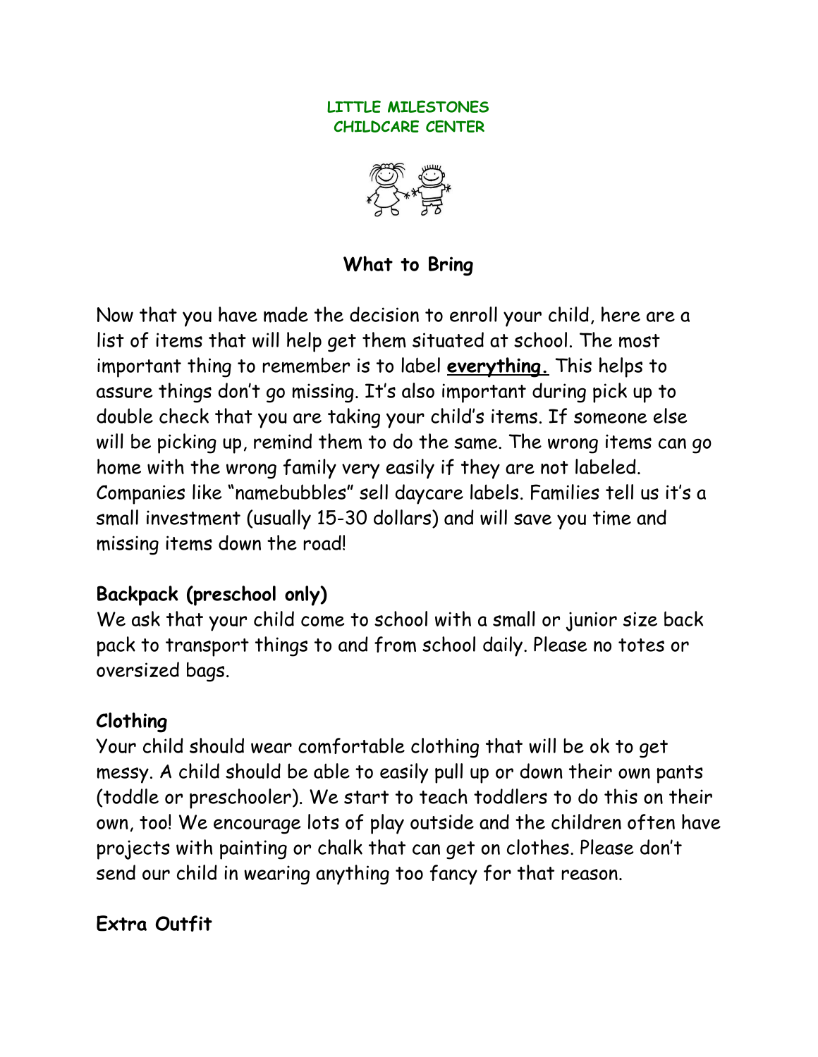**LITTLE MILESTONES**
**CHILDCARE CENTER**

## What to Bring

Now that you have made the decision to enroll your child, here are a list of items that will help get them situated at school. The most important thing to remember is to label **<u>everything.</u>** This helps to assure things don't go missing. It's also important during pick up to double check that you are taking your child's items. If someone else will be picking up, remind them to do the same. The wrong items can go home with the wrong family very easily if they are not labeled. Companies like "namebubbles" sell daycare labels. Families tell us it's a small investment (usually 15-30 dollars) and will save you time and missing items down the road!

### Backpack (preschool only)

We ask that your child come to school with a small or junior size back pack to transport things to and from school daily. Please no totes or oversized bags.

### Clothing

Your child should wear comfortable clothing that will be ok to get messy. A child should be able to easily pull up or down their own pants (toddle or preschooler). We start to teach toddlers to do this on their own, too! We encourage lots of play outside and the children often have projects with painting or chalk that can get on clothes. Please don't send our child in wearing anything too fancy for that reason.

### Extra Outfit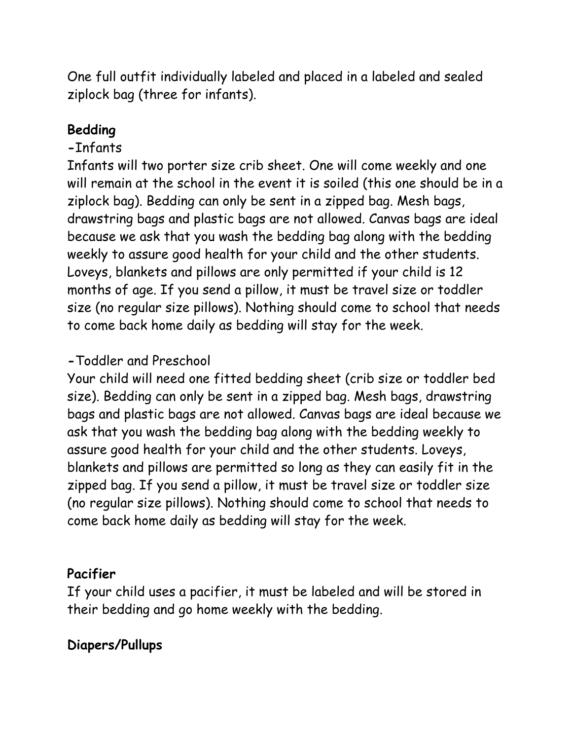One full outfit individually labeled and placed in a labeled and sealed ziplock bag (three for infants).

**Bedding**

-Infants

Infants will two porter size crib sheet. One will come weekly and one will remain at the school in the event it is soiled (this one should be in a ziplock bag). Bedding can only be sent in a zipped bag. Mesh bags, drawstring bags and plastic bags are not allowed. Canvas bags are ideal because we ask that you wash the bedding bag along with the bedding weekly to assure good health for your child and the other students. Loveys, blankets and pillows are only permitted if your child is 12 months of age. If you send a pillow, it must be travel size or toddler size (no regular size pillows). Nothing should come to school that needs to come back home daily as bedding will stay for the week.

-Toddler and Preschool

Your child will need one fitted bedding sheet (crib size or toddler bed size). Bedding can only be sent in a zipped bag. Mesh bags, drawstring bags and plastic bags are not allowed. Canvas bags are ideal because we ask that you wash the bedding bag along with the bedding weekly to assure good health for your child and the other students. Loveys, blankets and pillows are permitted so long as they can easily fit in the zipped bag. If you send a pillow, it must be travel size or toddler size (no regular size pillows). Nothing should come to school that needs to come back home daily as bedding will stay for the week.

**Pacifier**

If your child uses a pacifier, it must be labeled and will be stored in their bedding and go home weekly with the bedding.

**Diapers/Pullups**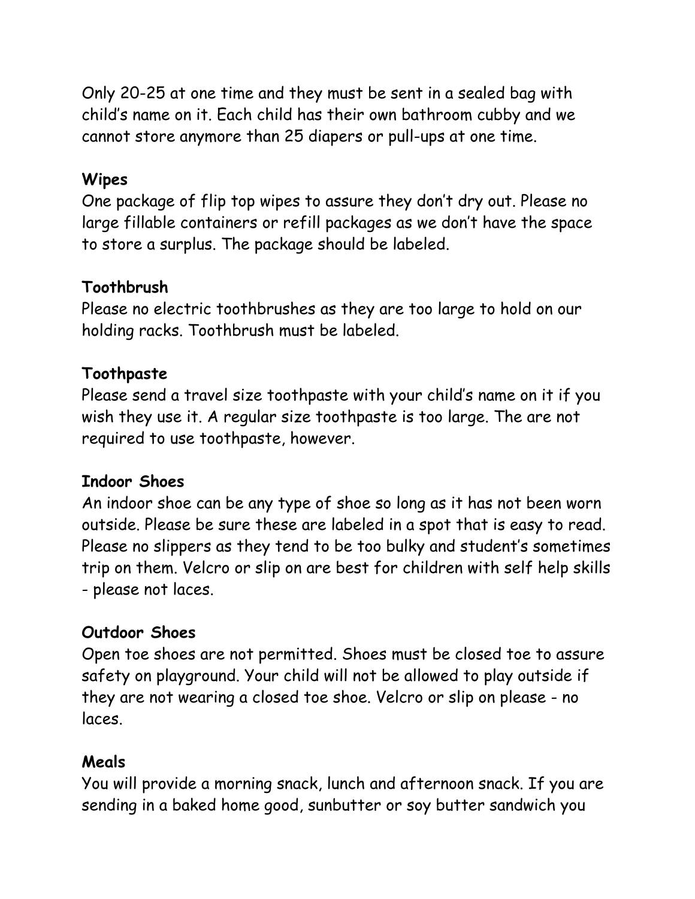Only 20-25 at one time and they must be sent in a sealed bag with child's name on it. Each child has their own bathroom cubby and we cannot store anymore than 25 diapers or pull-ups at one time.

**Wipes**
One package of flip top wipes to assure they don't dry out. Please no large fillable containers or refill packages as we don't have the space to store a surplus. The package should be labeled.

**Toothbrush**
Please no electric toothbrushes as they are too large to hold on our holding racks. Toothbrush must be labeled.

**Toothpaste**
Please send a travel size toothpaste with your child's name on it if you wish they use it. A regular size toothpaste is too large. The are not required to use toothpaste, however.

**Indoor Shoes**
An indoor shoe can be any type of shoe so long as it has not been worn outside. Please be sure these are labeled in a spot that is easy to read. Please no slippers as they tend to be too bulky and student's sometimes trip on them. Velcro or slip on are best for children with self help skills - please not laces.

**Outdoor Shoes**
Open toe shoes are not permitted. Shoes must be closed toe to assure safety on playground. Your child will not be allowed to play outside if they are not wearing a closed toe shoe. Velcro or slip on please - no laces.

**Meals**
You will provide a morning snack, lunch and afternoon snack. If you are sending in a baked home good, sunbutter or soy butter sandwich you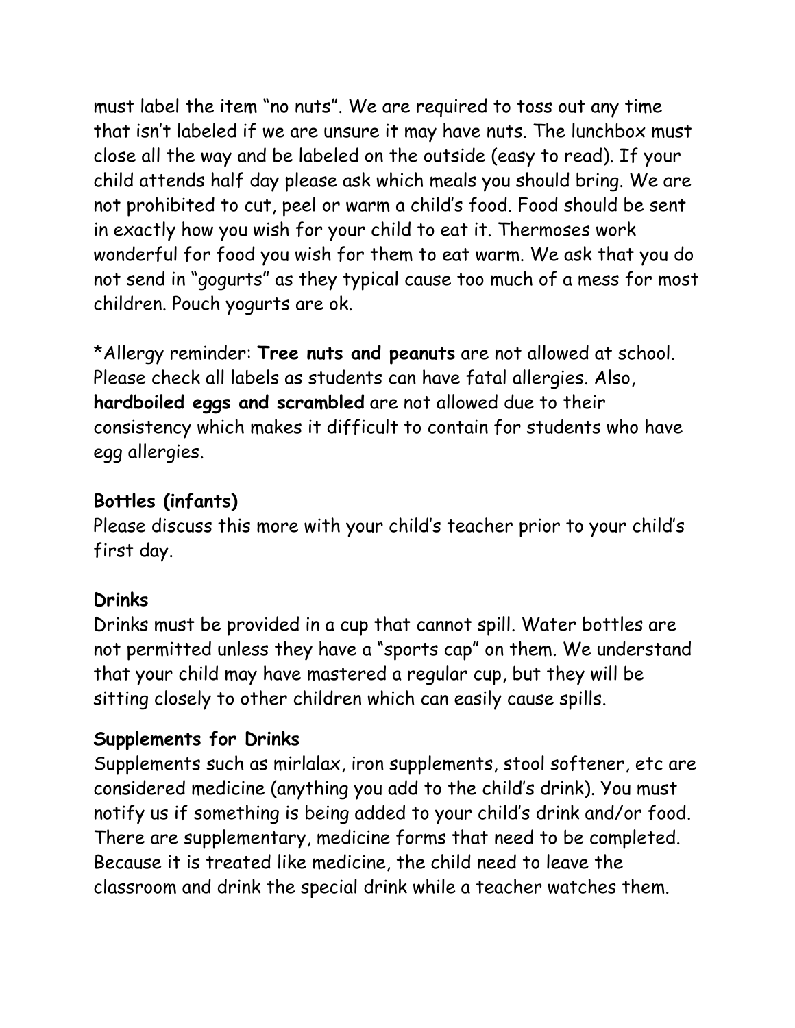must label the item "no nuts". We are required to toss out any time that isn't labeled if we are unsure it may have nuts. The lunchbox must close all the way and be labeled on the outside (easy to read). If your child attends half day please ask which meals you should bring. We are not prohibited to cut, peel or warm a child's food. Food should be sent in exactly how you wish for your child to eat it. Thermoses work wonderful for food you wish for them to eat warm. We ask that you do not send in "gogurts" as they typical cause too much of a mess for most children. Pouch yogurts are ok.

*Allergy reminder: **Tree nuts and peanuts** are not allowed at school. Please check all labels as students can have fatal allergies. Also, **hardboiled eggs and scrambled** are not allowed due to their consistency which makes it difficult to contain for students who have egg allergies.

### Bottles (infants)

Please discuss this more with your child's teacher prior to your child's first day.

### Drinks

Drinks must be provided in a cup that cannot spill. Water bottles are not permitted unless they have a "sports cap" on them. We understand that your child may have mastered a regular cup, but they will be sitting closely to other children which can easily cause spills.

### Supplements for Drinks

Supplements such as mirlalax, iron supplements, stool softener, etc are considered medicine (anything you add to the child's drink). You must notify us if something is being added to your child's drink and/or food. There are supplementary, medicine forms that need to be completed. Because it is treated like medicine, the child need to leave the classroom and drink the special drink while a teacher watches them.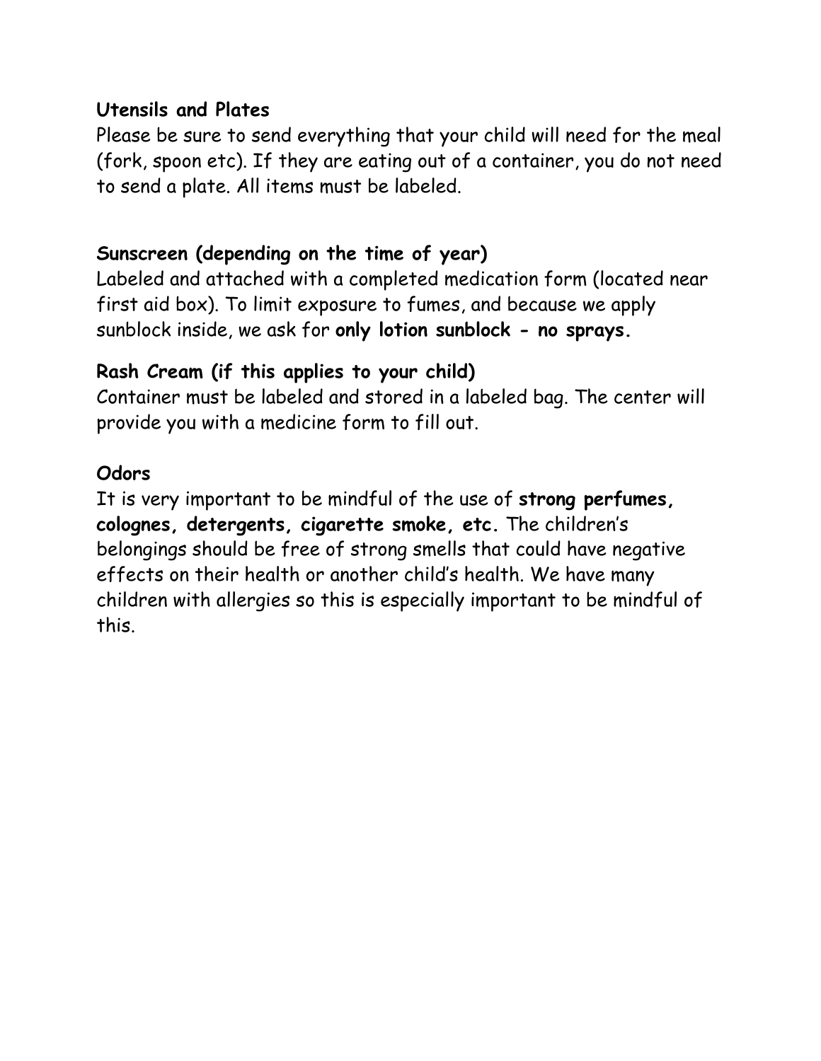**Utensils and Plates**

Please be sure to send everything that your child will need for the meal (fork, spoon etc). If they are eating out of a container, you do not need to send a plate. All items must be labeled.

**Sunscreen (depending on the time of year)**

Labeled and attached with a completed medication form (located near first aid box). To limit exposure to fumes, and because we apply sunblock inside, we ask for **only lotion sunblock - no sprays.**

**Rash Cream (if this applies to your child)**

Container must be labeled and stored in a labeled bag. The center will provide you with a medicine form to fill out.

**Odors**

It is very important to be mindful of the use of **strong perfumes, colognes, detergents, cigarette smoke, etc.** The children's belongings should be free of strong smells that could have negative effects on their health or another child's health. We have many children with allergies so this is especially important to be mindful of this.